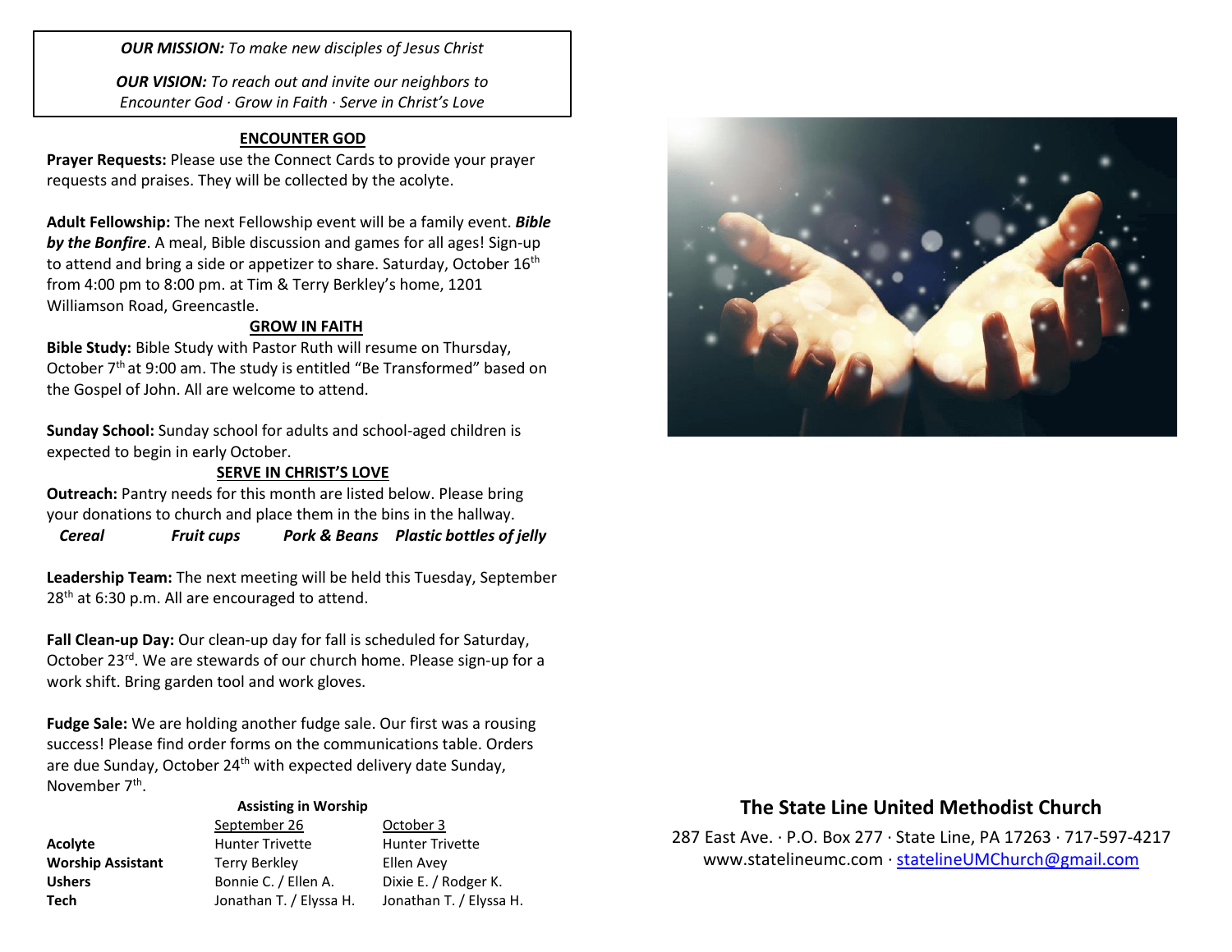***OUR MISSION:*** *To make new disciples of Jesus Christ*

***OUR VISION:*** *To reach out and invite our neighbors to Encounter God · Grow in Faith · Serve in Christ's Love*

## ENCOUNTER GOD

**Prayer Requests:** Please use the Connect Cards to provide your prayer requests and praises. They will be collected by the acolyte.

**Adult Fellowship:** The next Fellowship event will be a family event. ***Bible by the Bonfire***. A meal, Bible discussion and games for all ages! Sign-up to attend and bring a side or appetizer to share. Saturday, October 16th from 4:00 pm to 8:00 pm. at Tim & Terry Berkley's home, 1201 Williamson Road, Greencastle.

## GROW IN FAITH

**Bible Study:** Bible Study with Pastor Ruth will resume on Thursday, October 7th at 9:00 am. The study is entitled "Be Transformed" based on the Gospel of John. All are welcome to attend.

**Sunday School:** Sunday school for adults and school-aged children is expected to begin in early October.

## SERVE IN CHRIST'S LOVE

**Outreach:** Pantry needs for this month are listed below. Please bring your donations to church and place them in the bins in the hallway.

***Cereal*** ***Fruit cups*** ***Pork & Beans*** ***Plastic bottles of jelly***

**Leadership Team:** The next meeting will be held this Tuesday, September 28th at 6:30 p.m. All are encouraged to attend.

**Fall Clean-up Day:** Our clean-up day for fall is scheduled for Saturday, October 23rd. We are stewards of our church home. Please sign-up for a work shift. Bring garden tool and work gloves.

**Fudge Sale:** We are holding another fudge sale. Our first was a rousing success! Please find order forms on the communications table. Orders are due Sunday, October 24th with expected delivery date Sunday, November 7th.

**Assisting in Worship**

| | September 26 | October 3 |
|---|---|---|
| **Acolyte** | Hunter Trivette | Hunter Trivette |
| **Worship Assistant** | Terry Berkley | Ellen Avey |
| **Ushers** | Bonnie C. / Ellen A. | Dixie E. / Rodger K. |
| **Tech** | Jonathan T. / Elyssa H. | Jonathan T. / Elyssa H. |

# The State Line United Methodist Church

287 East Ave. · P.O. Box 277 · State Line, PA 17263 · 717-597-4217

www.statelineumc.com · statelineUMChurch@gmail.com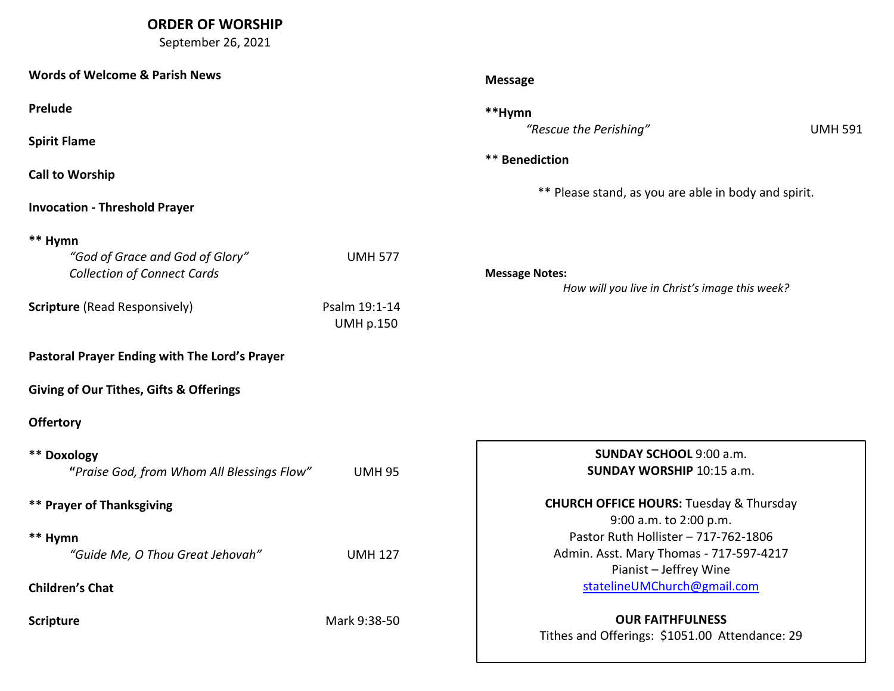## ORDER OF WORSHIP

September 26, 2021

**Words of Welcome & Parish News**

**Prelude**

**Spirit Flame**

**Call to Worship**

**Invocation - Threshold Prayer**

**\*\* Hymn**
*"God of Grace and God of Glory"* UMH 577
*Collection of Connect Cards*

**Scripture** (Read Responsively) Psalm 19:1-14
UMH p.150

**Pastoral Prayer Ending with The Lord's Prayer**

**Giving of Our Tithes, Gifts & Offerings**

**Offertory**

**\*\* Doxology**
**"***Praise God, from Whom All Blessings Flow"* UMH 95

**\*\* Prayer of Thanksgiving**

**\*\* Hymn**
*"Guide Me, O Thou Great Jehovah"* UMH 127

**Children's Chat**

**Scripture** Mark 9:38-50

**Message**

**\*\*Hymn**
*"Rescue the Perishing"* UMH 591

\*\* **Benediction**

\*\* Please stand, as you are able in body and spirit.

**Message Notes:**
*How will you live in Christ's image this week?*

**SUNDAY SCHOOL** 9:00 a.m.
**SUNDAY WORSHIP** 10:15 a.m.

**CHURCH OFFICE HOURS:** Tuesday & Thursday
9:00 a.m. to 2:00 p.m.
Pastor Ruth Hollister – 717-762-1806
Admin. Asst. Mary Thomas - 717-597-4217
Pianist – Jeffrey Wine
statelineUMChurch@gmail.com

**OUR FAITHFULNESS**
Tithes and Offerings: $1051.00 Attendance: 29